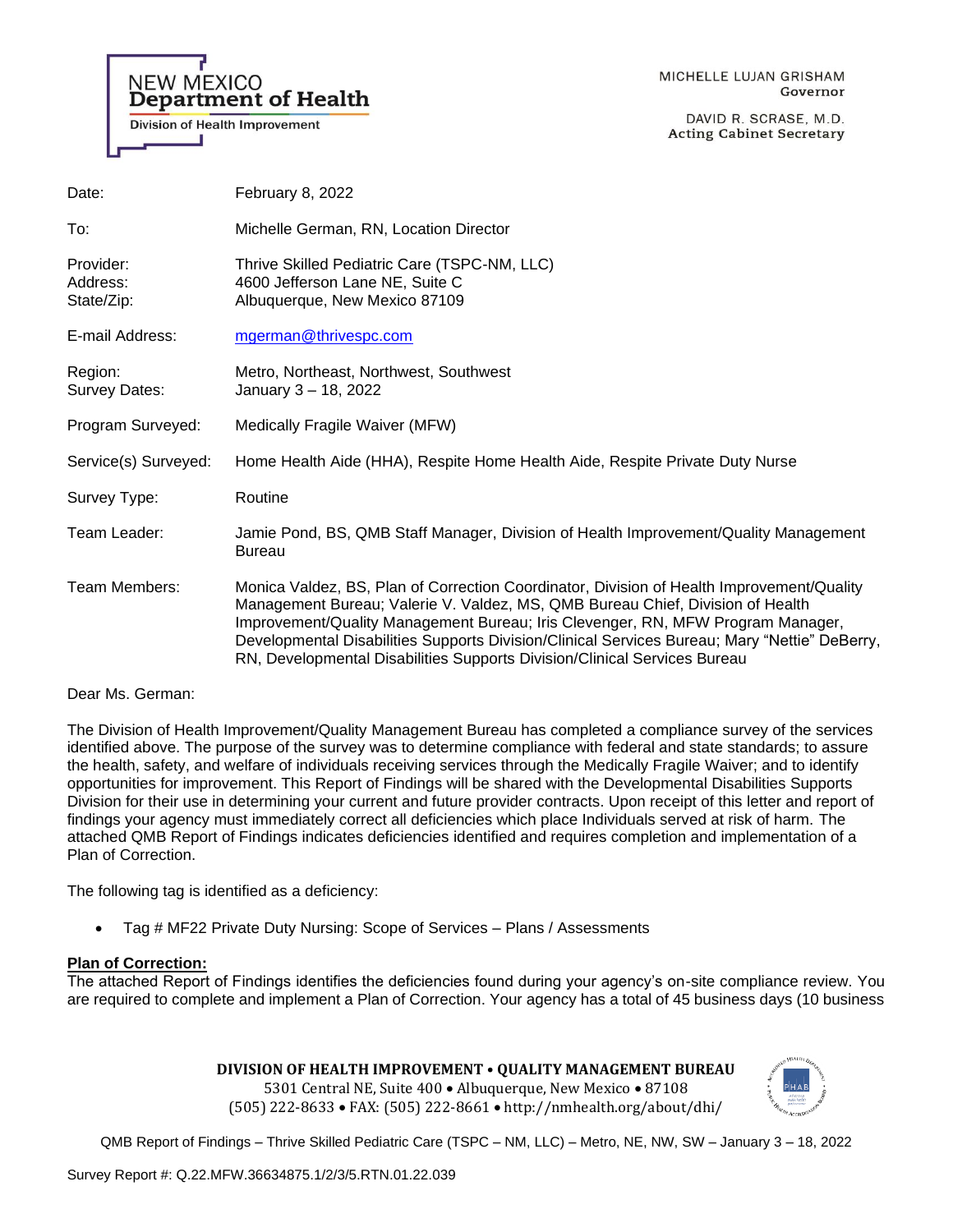NEW MEXICO
**Department of Health**
Division of Health Improvement

MICHELLE LUJAN GRISHAM
Governor

DAVID R. SCRASE, M.D.
Acting Cabinet Secretary

| | |
|---|---|
| Date: | February 8, 2022 |
| To: | Michelle German, RN, Location Director |
| Provider:<br>Address:<br>State/Zip: | Thrive Skilled Pediatric Care (TSPC-NM, LLC)<br>4600 Jefferson Lane NE, Suite C<br>Albuquerque, New Mexico 87109 |
| E-mail Address: | mgerman@thrivespc.com |
| Region:<br>Survey Dates: | Metro, Northeast, Northwest, Southwest<br>January 3 – 18, 2022 |
| Program Surveyed: | Medically Fragile Waiver (MFW) |
| Service(s) Surveyed: | Home Health Aide (HHA), Respite Home Health Aide, Respite Private Duty Nurse |
| Survey Type: | Routine |
| Team Leader: | Jamie Pond, BS, QMB Staff Manager, Division of Health Improvement/Quality Management Bureau |
| Team Members: | Monica Valdez, BS, Plan of Correction Coordinator, Division of Health Improvement/Quality Management Bureau; Valerie V. Valdez, MS, QMB Bureau Chief, Division of Health Improvement/Quality Management Bureau; Iris Clevenger, RN, MFW Program Manager, Developmental Disabilities Supports Division/Clinical Services Bureau; Mary "Nettie" DeBerry, RN, Developmental Disabilities Supports Division/Clinical Services Bureau |

Dear Ms. German:

The Division of Health Improvement/Quality Management Bureau has completed a compliance survey of the services identified above. The purpose of the survey was to determine compliance with federal and state standards; to assure the health, safety, and welfare of individuals receiving services through the Medically Fragile Waiver; and to identify opportunities for improvement. This Report of Findings will be shared with the Developmental Disabilities Supports Division for their use in determining your current and future provider contracts. Upon receipt of this letter and report of findings your agency must immediately correct all deficiencies which place Individuals served at risk of harm. The attached QMB Report of Findings indicates deficiencies identified and requires completion and implementation of a Plan of Correction.

The following tag is identified as a deficiency:

- Tag # MF22 Private Duty Nursing: Scope of Services – Plans / Assessments

**Plan of Correction:**
The attached Report of Findings identifies the deficiencies found during your agency's on-site compliance review. You are required to complete and implement a Plan of Correction. Your agency has a total of 45 business days (10 business

DIVISION OF HEALTH IMPROVEMENT • QUALITY MANAGEMENT BUREAU
5301 Central NE, Suite 400 • Albuquerque, New Mexico • 87108
(505) 222-8633 • FAX: (505) 222-8661 • http://nmhealth.org/about/dhi/

QMB Report of Findings – Thrive Skilled Pediatric Care (TSPC – NM, LLC) – Metro, NE, NW, SW – January 3 – 18, 2022

Survey Report #: Q.22.MFW.36634875.1/2/3/5.RTN.01.22.039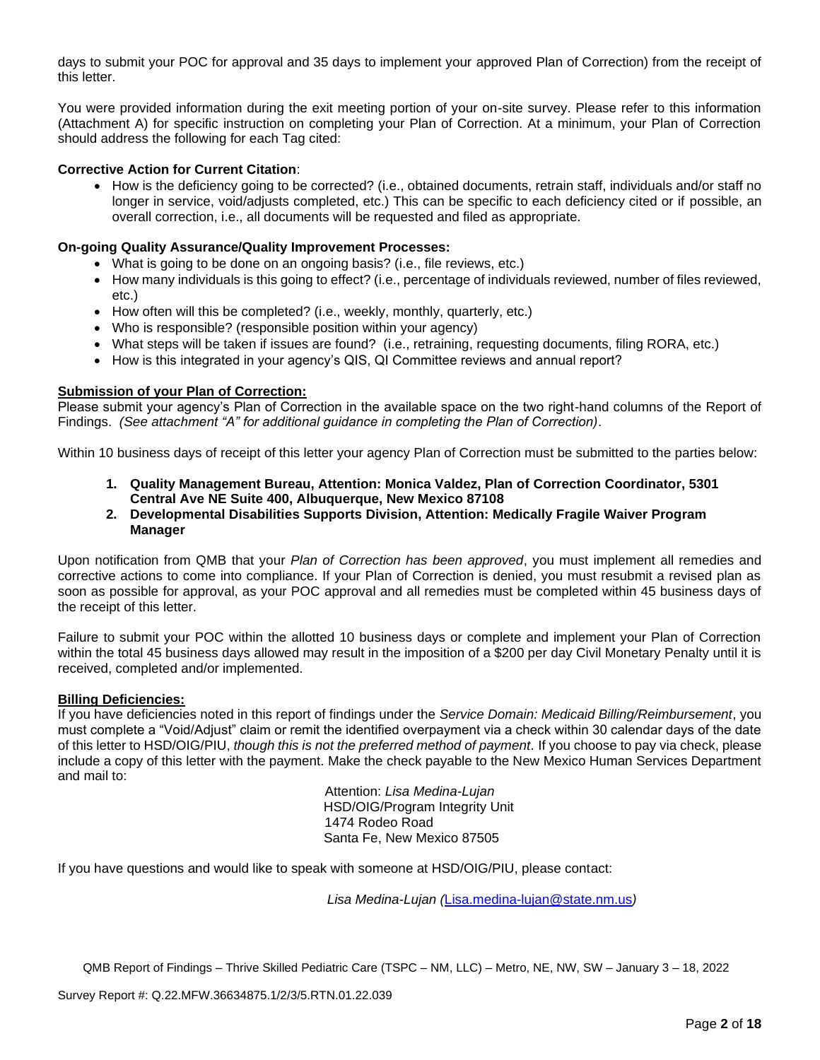days to submit your POC for approval and 35 days to implement your approved Plan of Correction) from the receipt of this letter.

You were provided information during the exit meeting portion of your on-site survey. Please refer to this information (Attachment A) for specific instruction on completing your Plan of Correction. At a minimum, your Plan of Correction should address the following for each Tag cited:

**Corrective Action for Current Citation**:

- How is the deficiency going to be corrected? (i.e., obtained documents, retrain staff, individuals and/or staff no longer in service, void/adjusts completed, etc.) This can be specific to each deficiency cited or if possible, an overall correction, i.e., all documents will be requested and filed as appropriate.

**On-going Quality Assurance/Quality Improvement Processes:**

- What is going to be done on an ongoing basis? (i.e., file reviews, etc.)
- How many individuals is this going to effect? (i.e., percentage of individuals reviewed, number of files reviewed, etc.)
- How often will this be completed? (i.e., weekly, monthly, quarterly, etc.)
- Who is responsible? (responsible position within your agency)
- What steps will be taken if issues are found? (i.e., retraining, requesting documents, filing RORA, etc.)
- How is this integrated in your agency's QIS, QI Committee reviews and annual report?

**Submission of your Plan of Correction:**

Please submit your agency's Plan of Correction in the available space on the two right-hand columns of the Report of Findings. *(See attachment "A" for additional guidance in completing the Plan of Correction)*.

Within 10 business days of receipt of this letter your agency Plan of Correction must be submitted to the parties below:

1. **Quality Management Bureau, Attention: Monica Valdez, Plan of Correction Coordinator, 5301 Central Ave NE Suite 400, Albuquerque, New Mexico 87108**
2. **Developmental Disabilities Supports Division, Attention: Medically Fragile Waiver Program Manager**

Upon notification from QMB that your *Plan of Correction has been approved*, you must implement all remedies and corrective actions to come into compliance. If your Plan of Correction is denied, you must resubmit a revised plan as soon as possible for approval, as your POC approval and all remedies must be completed within 45 business days of the receipt of this letter.

Failure to submit your POC within the allotted 10 business days or complete and implement your Plan of Correction within the total 45 business days allowed may result in the imposition of a $200 per day Civil Monetary Penalty until it is received, completed and/or implemented.

**Billing Deficiencies:**

If you have deficiencies noted in this report of findings under the *Service Domain: Medicaid Billing/Reimbursement*, you must complete a "Void/Adjust" claim or remit the identified overpayment via a check within 30 calendar days of the date of this letter to HSD/OIG/PIU, *though this is not the preferred method of payment*. If you choose to pay via check, please include a copy of this letter with the payment. Make the check payable to the New Mexico Human Services Department and mail to:

Attention: *Lisa Medina-Lujan*
HSD/OIG/Program Integrity Unit
1474 Rodeo Road
Santa Fe, New Mexico 87505

If you have questions and would like to speak with someone at HSD/OIG/PIU, please contact:

*Lisa Medina-Lujan (Lisa.medina-lujan@state.nm.us)*

QMB Report of Findings – Thrive Skilled Pediatric Care (TSPC – NM, LLC) – Metro, NE, NW, SW – January 3 – 18, 2022

Survey Report #: Q.22.MFW.36634875.1/2/3/5.RTN.01.22.039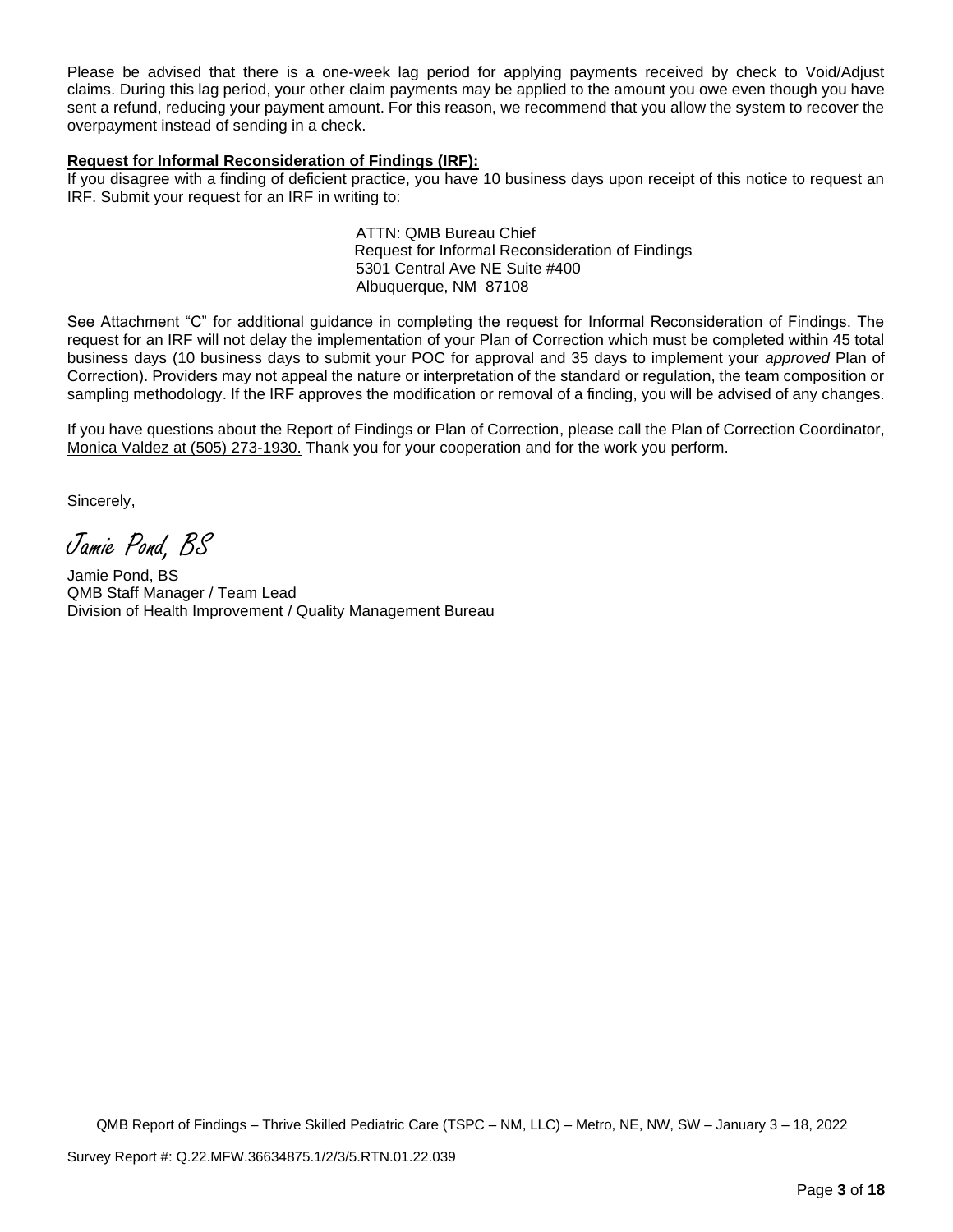Please be advised that there is a one-week lag period for applying payments received by check to Void/Adjust claims. During this lag period, your other claim payments may be applied to the amount you owe even though you have sent a refund, reducing your payment amount. For this reason, we recommend that you allow the system to recover the overpayment instead of sending in a check.

**Request for Informal Reconsideration of Findings (IRF):**

If you disagree with a finding of deficient practice, you have 10 business days upon receipt of this notice to request an IRF. Submit your request for an IRF in writing to:

ATTN: QMB Bureau Chief
Request for Informal Reconsideration of Findings
5301 Central Ave NE Suite #400
Albuquerque, NM 87108

See Attachment "C" for additional guidance in completing the request for Informal Reconsideration of Findings. The request for an IRF will not delay the implementation of your Plan of Correction which must be completed within 45 total business days (10 business days to submit your POC for approval and 35 days to implement your *approved* Plan of Correction). Providers may not appeal the nature or interpretation of the standard or regulation, the team composition or sampling methodology. If the IRF approves the modification or removal of a finding, you will be advised of any changes.

If you have questions about the Report of Findings or Plan of Correction, please call the Plan of Correction Coordinator, Monica Valdez at (505) 273-1930. Thank you for your cooperation and for the work you perform.

Sincerely,

*Jamie Pond, BS*

Jamie Pond, BS
QMB Staff Manager / Team Lead
Division of Health Improvement / Quality Management Bureau

QMB Report of Findings – Thrive Skilled Pediatric Care (TSPC – NM, LLC) – Metro, NE, NW, SW – January 3 – 18, 2022

Survey Report #: Q.22.MFW.36634875.1/2/3/5.RTN.01.22.039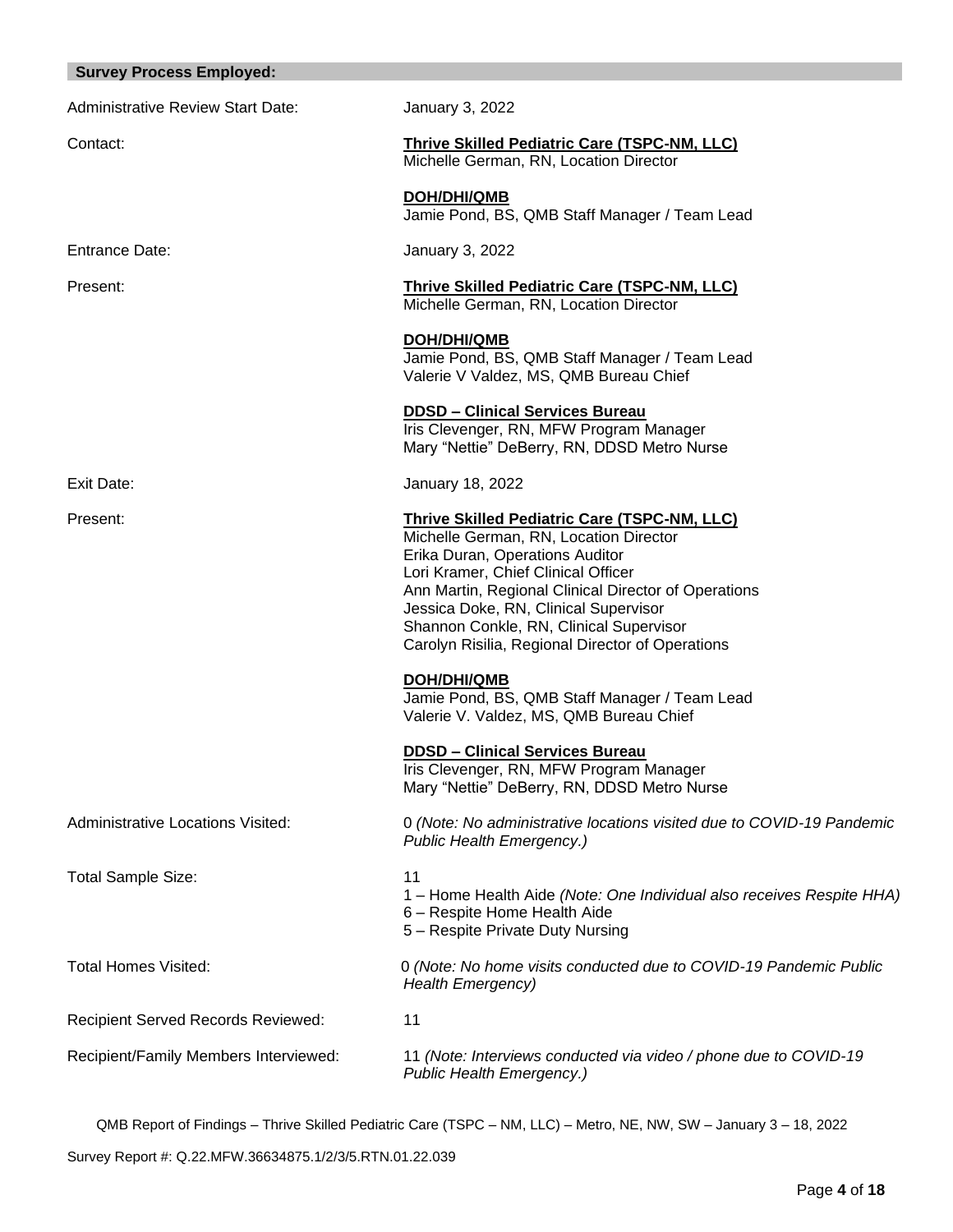## Survey Process Employed:

Administrative Review Start Date: January 3, 2022

Contact: **Thrive Skilled Pediatric Care (TSPC-NM, LLC)**
Michelle German, RN, Location Director

**DOH/DHI/QMB**
Jamie Pond, BS, QMB Staff Manager / Team Lead

Entrance Date: January 3, 2022

Present: **Thrive Skilled Pediatric Care (TSPC-NM, LLC)**
Michelle German, RN, Location Director

**DOH/DHI/QMB**
Jamie Pond, BS, QMB Staff Manager / Team Lead
Valerie V Valdez, MS, QMB Bureau Chief

**DDSD – Clinical Services Bureau**
Iris Clevenger, RN, MFW Program Manager
Mary "Nettie" DeBerry, RN, DDSD Metro Nurse

Exit Date: January 18, 2022

Present: **Thrive Skilled Pediatric Care (TSPC-NM, LLC)**
Michelle German, RN, Location Director
Erika Duran, Operations Auditor
Lori Kramer, Chief Clinical Officer
Ann Martin, Regional Clinical Director of Operations
Jessica Doke, RN, Clinical Supervisor
Shannon Conkle, RN, Clinical Supervisor
Carolyn Risilia, Regional Director of Operations

**DOH/DHI/QMB**
Jamie Pond, BS, QMB Staff Manager / Team Lead
Valerie V. Valdez, MS, QMB Bureau Chief

**DDSD – Clinical Services Bureau**
Iris Clevenger, RN, MFW Program Manager
Mary "Nettie" DeBerry, RN, DDSD Metro Nurse

Administrative Locations Visited: 0 *(Note: No administrative locations visited due to COVID-19 Pandemic Public Health Emergency.)*

Total Sample Size: 11
1 – Home Health Aide *(Note: One Individual also receives Respite HHA)*
6 – Respite Home Health Aide
5 – Respite Private Duty Nursing

Total Homes Visited: 0 *(Note: No home visits conducted due to COVID-19 Pandemic Public Health Emergency)*

Recipient Served Records Reviewed: 11

Recipient/Family Members Interviewed: 11 *(Note: Interviews conducted via video / phone due to COVID-19 Public Health Emergency.)*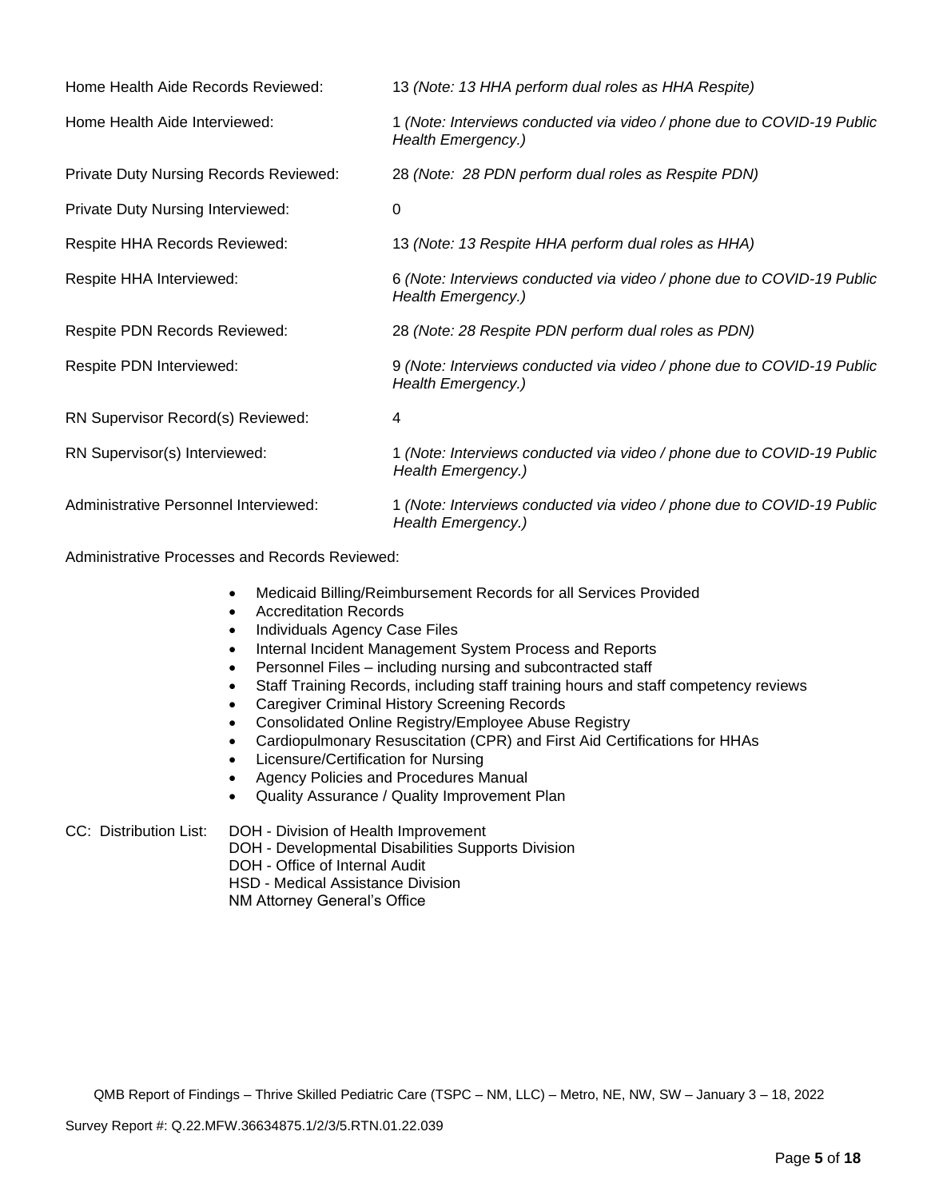Home Health Aide Records Reviewed: 13 *(Note: 13 HHA perform dual roles as HHA Respite)*

Home Health Aide Interviewed: 1 *(Note: Interviews conducted via video / phone due to COVID-19 Public Health Emergency.)*

Private Duty Nursing Records Reviewed: 28 *(Note: 28 PDN perform dual roles as Respite PDN)*

Private Duty Nursing Interviewed: 0

Respite HHA Records Reviewed: 13 *(Note: 13 Respite HHA perform dual roles as HHA)*

Respite HHA Interviewed: 6 *(Note: Interviews conducted via video / phone due to COVID-19 Public Health Emergency.)*

Respite PDN Records Reviewed: 28 *(Note: 28 Respite PDN perform dual roles as PDN)*

Respite PDN Interviewed: 9 *(Note: Interviews conducted via video / phone due to COVID-19 Public Health Emergency.)*

RN Supervisor Record(s) Reviewed: 4

RN Supervisor(s) Interviewed: 1 *(Note: Interviews conducted via video / phone due to COVID-19 Public Health Emergency.)*

Administrative Personnel Interviewed: 1 *(Note: Interviews conducted via video / phone due to COVID-19 Public Health Emergency.)*

Administrative Processes and Records Reviewed:

- Medicaid Billing/Reimbursement Records for all Services Provided
- Accreditation Records
- Individuals Agency Case Files
- Internal Incident Management System Process and Reports
- Personnel Files – including nursing and subcontracted staff
- Staff Training Records, including staff training hours and staff competency reviews
- Caregiver Criminal History Screening Records
- Consolidated Online Registry/Employee Abuse Registry
- Cardiopulmonary Resuscitation (CPR) and First Aid Certifications for HHAs
- Licensure/Certification for Nursing
- Agency Policies and Procedures Manual
- Quality Assurance / Quality Improvement Plan

CC: Distribution List:
DOH - Division of Health Improvement
DOH - Developmental Disabilities Supports Division
DOH - Office of Internal Audit
HSD - Medical Assistance Division
NM Attorney General's Office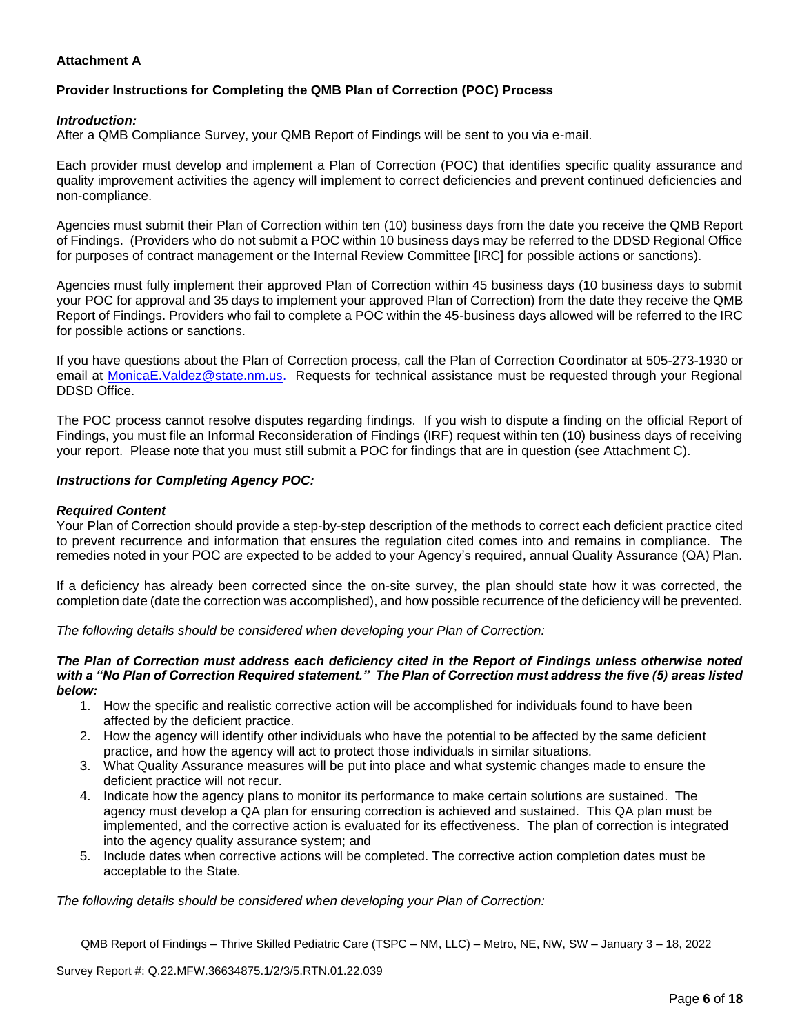**Attachment A**

**Provider Instructions for Completing the QMB Plan of Correction (POC) Process**

***Introduction:***
After a QMB Compliance Survey, your QMB Report of Findings will be sent to you via e-mail.

Each provider must develop and implement a Plan of Correction (POC) that identifies specific quality assurance and quality improvement activities the agency will implement to correct deficiencies and prevent continued deficiencies and non-compliance.

Agencies must submit their Plan of Correction within ten (10) business days from the date you receive the QMB Report of Findings. (Providers who do not submit a POC within 10 business days may be referred to the DDSD Regional Office for purposes of contract management or the Internal Review Committee [IRC] for possible actions or sanctions).

Agencies must fully implement their approved Plan of Correction within 45 business days (10 business days to submit your POC for approval and 35 days to implement your approved Plan of Correction) from the date they receive the QMB Report of Findings. Providers who fail to complete a POC within the 45-business days allowed will be referred to the IRC for possible actions or sanctions.

If you have questions about the Plan of Correction process, call the Plan of Correction Coordinator at 505-273-1930 or email at MonicaE.Valdez@state.nm.us. Requests for technical assistance must be requested through your Regional DDSD Office.

The POC process cannot resolve disputes regarding findings. If you wish to dispute a finding on the official Report of Findings, you must file an Informal Reconsideration of Findings (IRF) request within ten (10) business days of receiving your report. Please note that you must still submit a POC for findings that are in question (see Attachment C).

***Instructions for Completing Agency POC:***

***Required Content***
Your Plan of Correction should provide a step-by-step description of the methods to correct each deficient practice cited to prevent recurrence and information that ensures the regulation cited comes into and remains in compliance. The remedies noted in your POC are expected to be added to your Agency's required, annual Quality Assurance (QA) Plan.

If a deficiency has already been corrected since the on-site survey, the plan should state how it was corrected, the completion date (date the correction was accomplished), and how possible recurrence of the deficiency will be prevented.

*The following details should be considered when developing your Plan of Correction:*

***The Plan of Correction must address each deficiency cited in the Report of Findings unless otherwise noted with a "No Plan of Correction Required statement." The Plan of Correction must address the five (5) areas listed below:***

1. How the specific and realistic corrective action will be accomplished for individuals found to have been affected by the deficient practice.
2. How the agency will identify other individuals who have the potential to be affected by the same deficient practice, and how the agency will act to protect those individuals in similar situations.
3. What Quality Assurance measures will be put into place and what systemic changes made to ensure the deficient practice will not recur.
4. Indicate how the agency plans to monitor its performance to make certain solutions are sustained. The agency must develop a QA plan for ensuring correction is achieved and sustained. This QA plan must be implemented, and the corrective action is evaluated for its effectiveness. The plan of correction is integrated into the agency quality assurance system; and
5. Include dates when corrective actions will be completed. The corrective action completion dates must be acceptable to the State.

*The following details should be considered when developing your Plan of Correction:*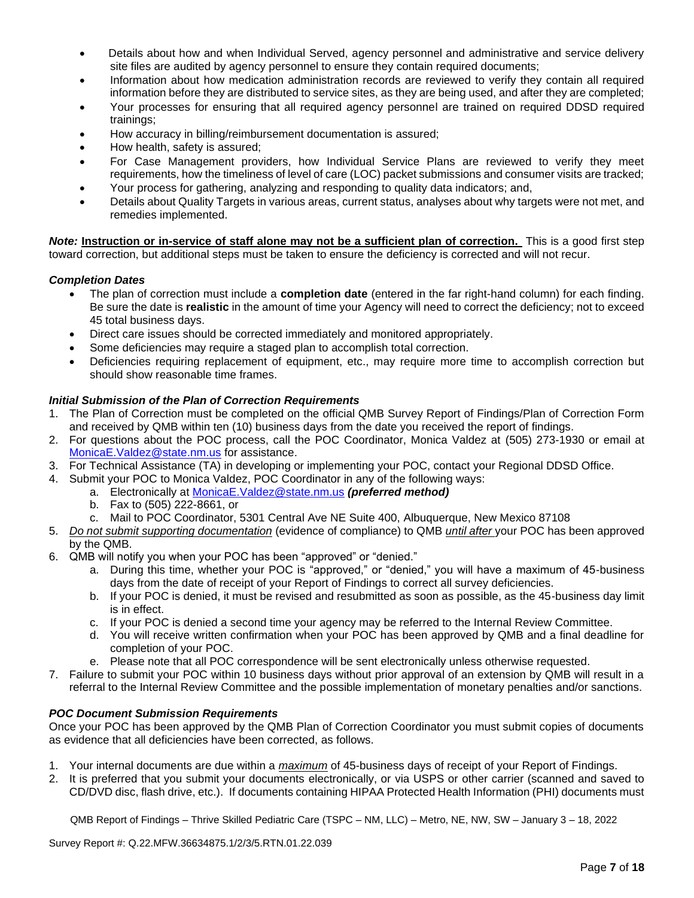- Details about how and when Individual Served, agency personnel and administrative and service delivery site files are audited by agency personnel to ensure they contain required documents;
- Information about how medication administration records are reviewed to verify they contain all required information before they are distributed to service sites, as they are being used, and after they are completed;
- Your processes for ensuring that all required agency personnel are trained on required DDSD required trainings;
- How accuracy in billing/reimbursement documentation is assured;
- How health, safety is assured;
- For Case Management providers, how Individual Service Plans are reviewed to verify they meet requirements, how the timeliness of level of care (LOC) packet submissions and consumer visits are tracked;
- Your process for gathering, analyzing and responding to quality data indicators; and,
- Details about Quality Targets in various areas, current status, analyses about why targets were not met, and remedies implemented.

***Note:*** **Instruction or in-service of staff alone may not be a sufficient plan of correction.** This is a good first step toward correction, but additional steps must be taken to ensure the deficiency is corrected and will not recur.

***Completion Dates***

- The plan of correction must include a **completion date** (entered in the far right-hand column) for each finding. Be sure the date is **realistic** in the amount of time your Agency will need to correct the deficiency; not to exceed 45 total business days.
- Direct care issues should be corrected immediately and monitored appropriately.
- Some deficiencies may require a staged plan to accomplish total correction.
- Deficiencies requiring replacement of equipment, etc., may require more time to accomplish correction but should show reasonable time frames.

***Initial Submission of the Plan of Correction Requirements***

1. The Plan of Correction must be completed on the official QMB Survey Report of Findings/Plan of Correction Form and received by QMB within ten (10) business days from the date you received the report of findings.
2. For questions about the POC process, call the POC Coordinator, Monica Valdez at (505) 273-1930 or email at MonicaE.Valdez@state.nm.us for assistance.
3. For Technical Assistance (TA) in developing or implementing your POC, contact your Regional DDSD Office.
4. Submit your POC to Monica Valdez, POC Coordinator in any of the following ways:
   a. Electronically at MonicaE.Valdez@state.nm.us ***(preferred method)***
   b. Fax to (505) 222-8661, or
   c. Mail to POC Coordinator, 5301 Central Ave NE Suite 400, Albuquerque, New Mexico 87108
5. *Do not submit supporting documentation* (evidence of compliance) to QMB *until after* your POC has been approved by the QMB.
6. QMB will notify you when your POC has been "approved" or "denied."
   a. During this time, whether your POC is "approved," or "denied," you will have a maximum of 45-business days from the date of receipt of your Report of Findings to correct all survey deficiencies.
   b. If your POC is denied, it must be revised and resubmitted as soon as possible, as the 45-business day limit is in effect.
   c. If your POC is denied a second time your agency may be referred to the Internal Review Committee.
   d. You will receive written confirmation when your POC has been approved by QMB and a final deadline for completion of your POC.
   e. Please note that all POC correspondence will be sent electronically unless otherwise requested.
7. Failure to submit your POC within 10 business days without prior approval of an extension by QMB will result in a referral to the Internal Review Committee and the possible implementation of monetary penalties and/or sanctions.

***POC Document Submission Requirements***

Once your POC has been approved by the QMB Plan of Correction Coordinator you must submit copies of documents as evidence that all deficiencies have been corrected, as follows.

1. Your internal documents are due within a *maximum* of 45-business days of receipt of your Report of Findings.
2. It is preferred that you submit your documents electronically, or via USPS or other carrier (scanned and saved to CD/DVD disc, flash drive, etc.). If documents containing HIPAA Protected Health Information (PHI) documents must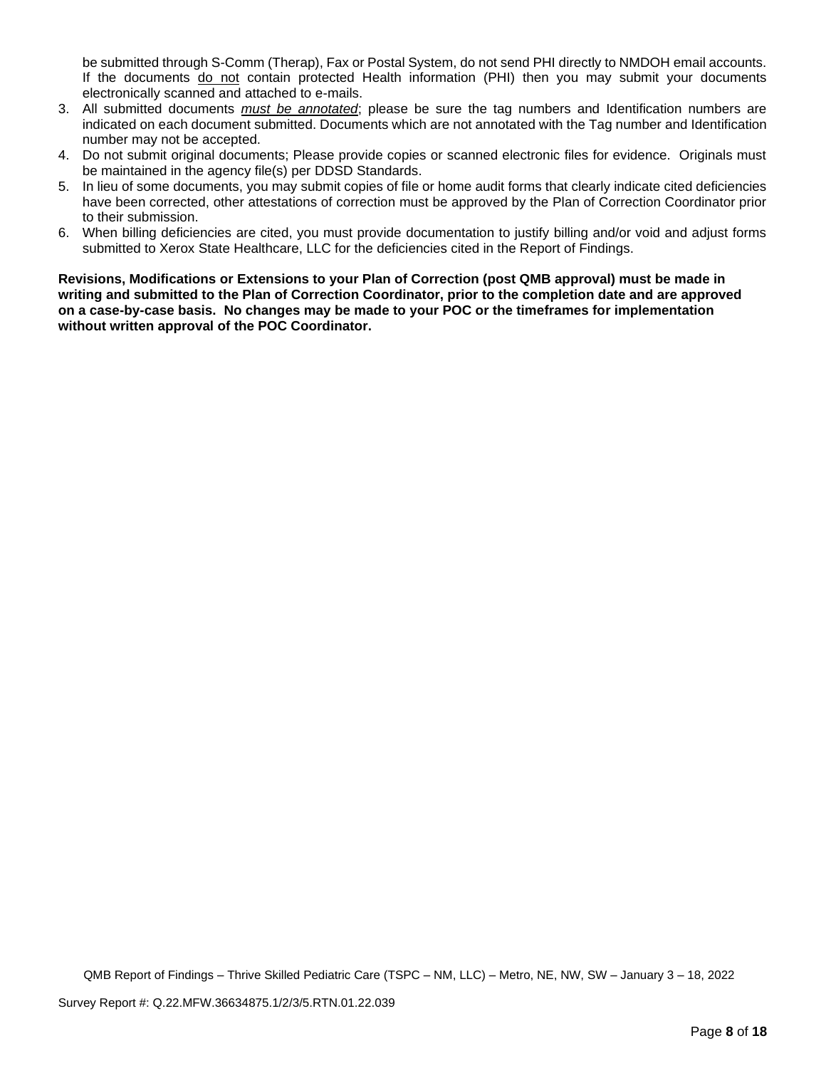be submitted through S-Comm (Therap), Fax or Postal System, do not send PHI directly to NMDOH email accounts. If the documents do not contain protected Health information (PHI) then you may submit your documents electronically scanned and attached to e-mails.

3. All submitted documents ***must be annotated***; please be sure the tag numbers and Identification numbers are indicated on each document submitted. Documents which are not annotated with the Tag number and Identification number may not be accepted.
4. Do not submit original documents; Please provide copies or scanned electronic files for evidence. Originals must be maintained in the agency file(s) per DDSD Standards.
5. In lieu of some documents, you may submit copies of file or home audit forms that clearly indicate cited deficiencies have been corrected, other attestations of correction must be approved by the Plan of Correction Coordinator prior to their submission.
6. When billing deficiencies are cited, you must provide documentation to justify billing and/or void and adjust forms submitted to Xerox State Healthcare, LLC for the deficiencies cited in the Report of Findings.

**Revisions, Modifications or Extensions to your Plan of Correction (post QMB approval) must be made in writing and submitted to the Plan of Correction Coordinator, prior to the completion date and are approved on a case-by-case basis. No changes may be made to your POC or the timeframes for implementation without written approval of the POC Coordinator.**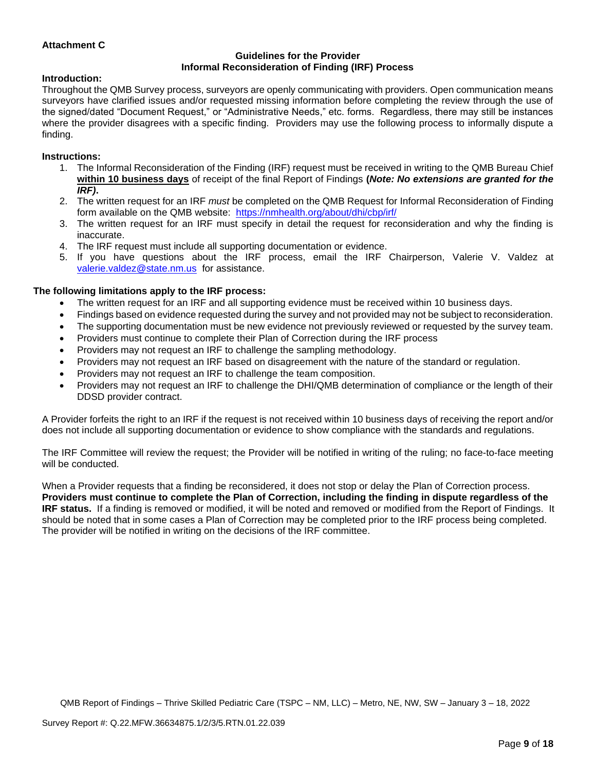**Attachment C**

**Guidelines for the Provider**
**Informal Reconsideration of Finding (IRF) Process**

**Introduction:**
Throughout the QMB Survey process, surveyors are openly communicating with providers. Open communication means surveyors have clarified issues and/or requested missing information before completing the review through the use of the signed/dated "Document Request," or "Administrative Needs," etc. forms. Regardless, there may still be instances where the provider disagrees with a specific finding. Providers may use the following process to informally dispute a finding.

**Instructions:**

1. The Informal Reconsideration of the Finding (IRF) request must be received in writing to the QMB Bureau Chief **within 10 business days** of receipt of the final Report of Findings **(*Note: No extensions are granted for the IRF*).**
2. The written request for an IRF *must* be completed on the QMB Request for Informal Reconsideration of Finding form available on the QMB website: https://nmhealth.org/about/dhi/cbp/irf/
3. The written request for an IRF must specify in detail the request for reconsideration and why the finding is inaccurate.
4. The IRF request must include all supporting documentation or evidence.
5. If you have questions about the IRF process, email the IRF Chairperson, Valerie V. Valdez at valerie.valdez@state.nm.us for assistance.

**The following limitations apply to the IRF process:**

- The written request for an IRF and all supporting evidence must be received within 10 business days.
- Findings based on evidence requested during the survey and not provided may not be subject to reconsideration.
- The supporting documentation must be new evidence not previously reviewed or requested by the survey team.
- Providers must continue to complete their Plan of Correction during the IRF process
- Providers may not request an IRF to challenge the sampling methodology.
- Providers may not request an IRF based on disagreement with the nature of the standard or regulation.
- Providers may not request an IRF to challenge the team composition.
- Providers may not request an IRF to challenge the DHI/QMB determination of compliance or the length of their DDSD provider contract.

A Provider forfeits the right to an IRF if the request is not received within 10 business days of receiving the report and/or does not include all supporting documentation or evidence to show compliance with the standards and regulations.

The IRF Committee will review the request; the Provider will be notified in writing of the ruling; no face-to-face meeting will be conducted.

When a Provider requests that a finding be reconsidered, it does not stop or delay the Plan of Correction process. **Providers must continue to complete the Plan of Correction, including the finding in dispute regardless of the IRF status.** If a finding is removed or modified, it will be noted and removed or modified from the Report of Findings. It should be noted that in some cases a Plan of Correction may be completed prior to the IRF process being completed. The provider will be notified in writing on the decisions of the IRF committee.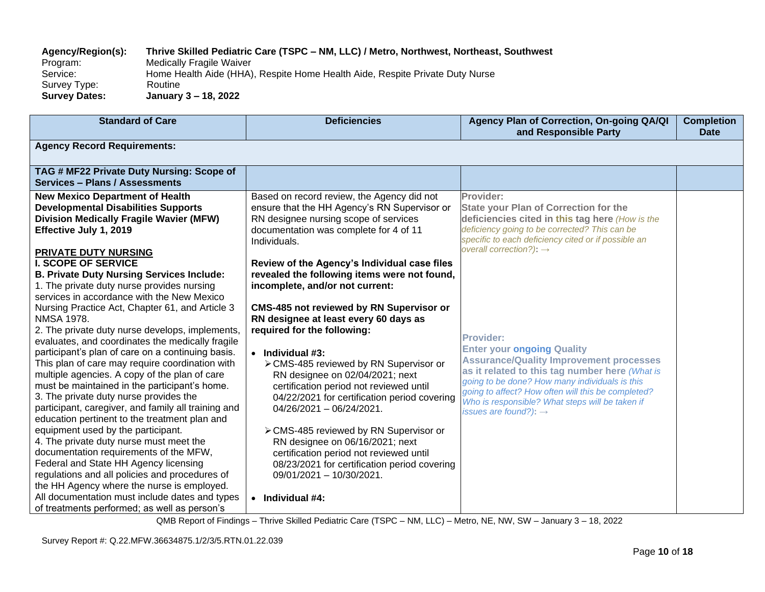**Agency/Region(s):** **Thrive Skilled Pediatric Care (TSPC – NM, LLC) / Metro, Northwest, Northeast, Southwest**
Program: Medically Fragile Waiver
Service: Home Health Aide (HHA), Respite Home Health Aide, Respite Private Duty Nurse
Survey Type: Routine
**Survey Dates:** **January 3 – 18, 2022**

| Standard of Care | Deficiencies | Agency Plan of Correction, On-going QA/QI and Responsible Party | Completion Date |
|---|---|---|---|
| **Agency Record Requirements:** | | | |
| **TAG # MF22 Private Duty Nursing: Scope of Services – Plans / Assessments** | | | |
| **New Mexico Department of Health Developmental Disabilities Supports Division Medically Fragile Wavier (MFW) Effective July 1, 2019**<br><br>**PRIVATE DUTY NURSING**<br>**I. SCOPE OF SERVICE**<br>**B. Private Duty Nursing Services Include:**<br>1. The private duty nurse provides nursing services in accordance with the New Mexico Nursing Practice Act, Chapter 61, and Article 3 NMSA 1978.<br>2. The private duty nurse develops, implements, evaluates, and coordinates the medically fragile participant's plan of care on a continuing basis. This plan of care may require coordination with multiple agencies. A copy of the plan of care must be maintained in the participant's home.<br>3. The private duty nurse provides the participant, caregiver, and family all training and education pertinent to the treatment plan and equipment used by the participant.<br>4. The private duty nurse must meet the documentation requirements of the MFW, Federal and State HH Agency licensing regulations and all policies and procedures of the HH Agency where the nurse is employed. All documentation must include dates and types of treatments performed; as well as person's | Based on record review, the Agency did not ensure that the HH Agency's RN Supervisor or RN designee nursing scope of services documentation was complete for 4 of 11 Individuals.<br><br>**Review of the Agency's Individual case files revealed the following items were not found, incomplete, and/or not current:**<br><br>**CMS-485 not reviewed by RN Supervisor or RN designee at least every 60 days as required for the following:**<br><br>• **Individual #3:**<br>➢ CMS-485 reviewed by RN Supervisor or RN designee on 02/04/2021; next certification period not reviewed until 04/22/2021 for certification period covering 04/26/2021 – 06/24/2021.<br><br>➢ CMS-485 reviewed by RN Supervisor or RN designee on 06/16/2021; next certification period not reviewed until 08/23/2021 for certification period covering 09/01/2021 – 10/30/2021.<br><br>• **Individual #4:** | **Provider:**<br>**State your Plan of Correction for the deficiencies cited in this tag here** *(How is the deficiency going to be corrected? This can be specific to each deficiency cited or if possible an overall correction?)*: →<br><br>**Provider:**<br>**Enter your ongoing Quality Assurance/Quality Improvement processes as it related to this tag number here** *(What is going to be done? How many individuals is this going to affect? How often will this be completed? Who is responsible? What steps will be taken if issues are found?)*: → | |

QMB Report of Findings – Thrive Skilled Pediatric Care (TSPC – NM, LLC) – Metro, NE, NW, SW – January 3 – 18, 2022

Survey Report #: Q.22.MFW.36634875.1/2/3/5.RTN.01.22.039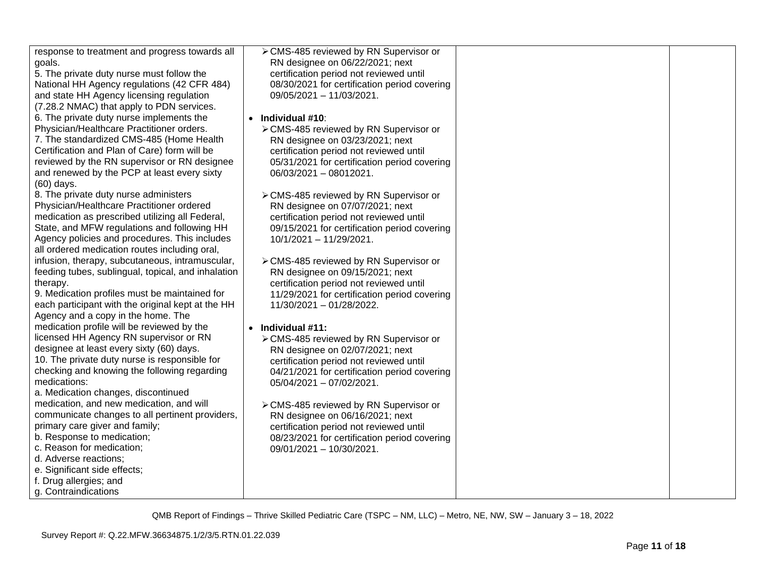| | | | |
|---|---|---|---|
| response to treatment and progress towards all goals.<br>5. The private duty nurse must follow the National HH Agency regulations (42 CFR 484) and state HH Agency licensing regulation (7.28.2 NMAC) that apply to PDN services.<br>6. The private duty nurse implements the Physician/Healthcare Practitioner orders.<br>7. The standardized CMS-485 (Home Health Certification and Plan of Care) form will be reviewed by the RN supervisor or RN designee and renewed by the PCP at least every sixty (60) days.<br>8. The private duty nurse administers Physician/Healthcare Practitioner ordered medication as prescribed utilizing all Federal, State, and MFW regulations and following HH Agency policies and procedures. This includes all ordered medication routes including oral, infusion, therapy, subcutaneous, intramuscular, feeding tubes, sublingual, topical, and inhalation therapy.<br>9. Medication profiles must be maintained for each participant with the original kept at the HH Agency and a copy in the home. The medication profile will be reviewed by the licensed HH Agency RN supervisor or RN designee at least every sixty (60) days.<br>10. The private duty nurse is responsible for checking and knowing the following regarding medications:<br>a. Medication changes, discontinued medication, and new medication, and will communicate changes to all pertinent providers, primary care giver and family;<br>b. Response to medication;<br>c. Reason for medication;<br>d. Adverse reactions;<br>e. Significant side effects;<br>f. Drug allergies; and<br>g. Contraindications | ➢ CMS-485 reviewed by RN Supervisor or RN designee on 06/22/2021; next certification period not reviewed until 08/30/2021 for certification period covering 09/05/2021 – 11/03/2021.<br><br>• **Individual #10**:<br>➢ CMS-485 reviewed by RN Supervisor or RN designee on 03/23/2021; next certification period not reviewed until 05/31/2021 for certification period covering 06/03/2021 – 08012021.<br><br>➢ CMS-485 reviewed by RN Supervisor or RN designee on 07/07/2021; next certification period not reviewed until 09/15/2021 for certification period covering 10/1/2021 – 11/29/2021.<br><br>➢ CMS-485 reviewed by RN Supervisor or RN designee on 09/15/2021; next certification period not reviewed until 11/29/2021 for certification period covering 11/30/2021 – 01/28/2022.<br><br>• **Individual #11:**<br>➢ CMS-485 reviewed by RN Supervisor or RN designee on 02/07/2021; next certification period not reviewed until 04/21/2021 for certification period covering 05/04/2021 – 07/02/2021.<br><br>➢ CMS-485 reviewed by RN Supervisor or RN designee on 06/16/2021; next certification period not reviewed until 08/23/2021 for certification period covering 09/01/2021 – 10/30/2021. | | |

QMB Report of Findings – Thrive Skilled Pediatric Care (TSPC – NM, LLC) – Metro, NE, NW, SW – January 3 – 18, 2022

Survey Report #: Q.22.MFW.36634875.1/2/3/5.RTN.01.22.039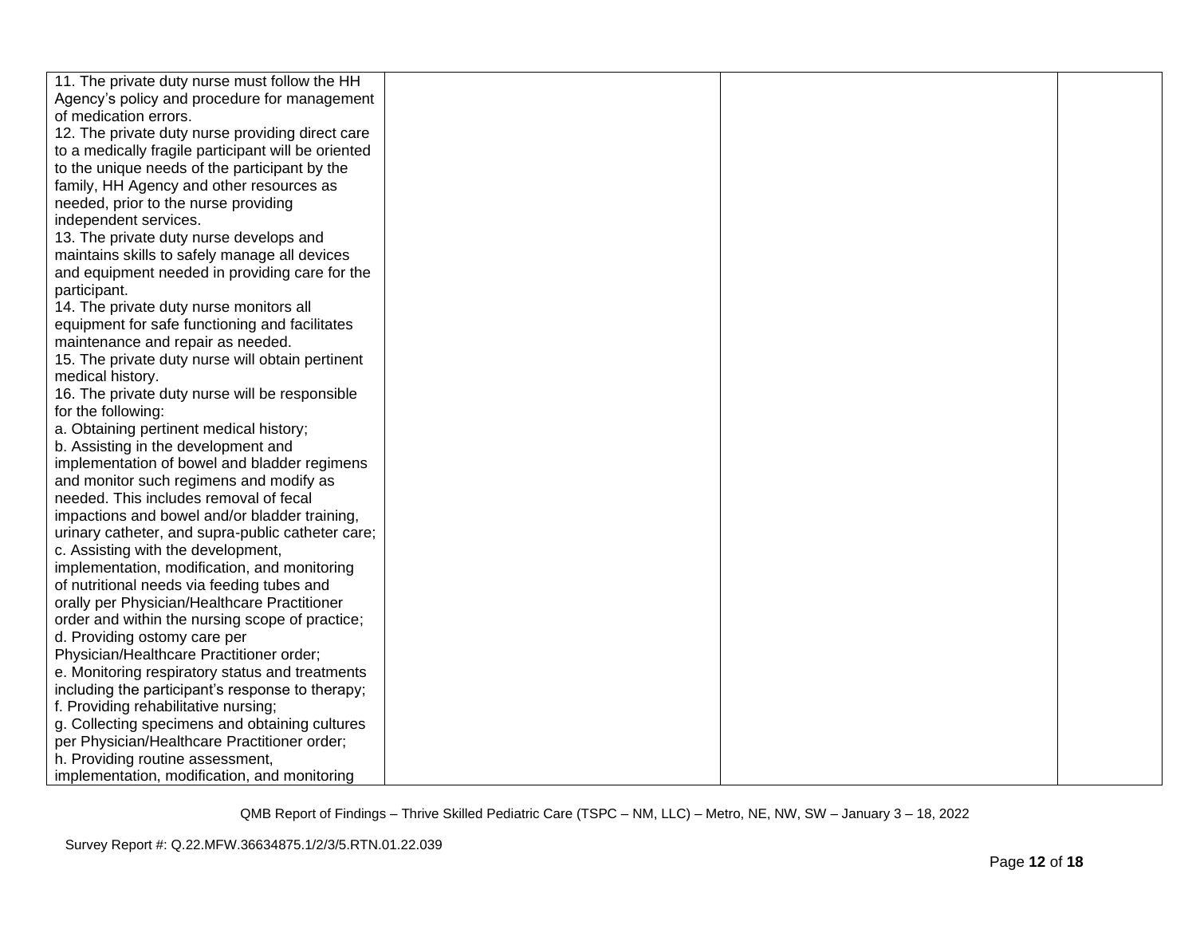| | | | |
|---|---|---|---|
| 11. The private duty nurse must follow the HH Agency's policy and procedure for management of medication errors.<br>12. The private duty nurse providing direct care to a medically fragile participant will be oriented to the unique needs of the participant by the family, HH Agency and other resources as needed, prior to the nurse providing independent services.<br>13. The private duty nurse develops and maintains skills to safely manage all devices and equipment needed in providing care for the participant.<br>14. The private duty nurse monitors all equipment for safe functioning and facilitates maintenance and repair as needed.<br>15. The private duty nurse will obtain pertinent medical history.<br>16. The private duty nurse will be responsible for the following:<br>a. Obtaining pertinent medical history;<br>b. Assisting in the development and implementation of bowel and bladder regimens and monitor such regimens and modify as needed. This includes removal of fecal impactions and bowel and/or bladder training, urinary catheter, and supra-public catheter care;<br>c. Assisting with the development, implementation, modification, and monitoring of nutritional needs via feeding tubes and orally per Physician/Healthcare Practitioner order and within the nursing scope of practice;<br>d. Providing ostomy care per Physician/Healthcare Practitioner order;<br>e. Monitoring respiratory status and treatments including the participant's response to therapy;<br>f. Providing rehabilitative nursing;<br>g. Collecting specimens and obtaining cultures per Physician/Healthcare Practitioner order;<br>h. Providing routine assessment, implementation, modification, and monitoring | | | |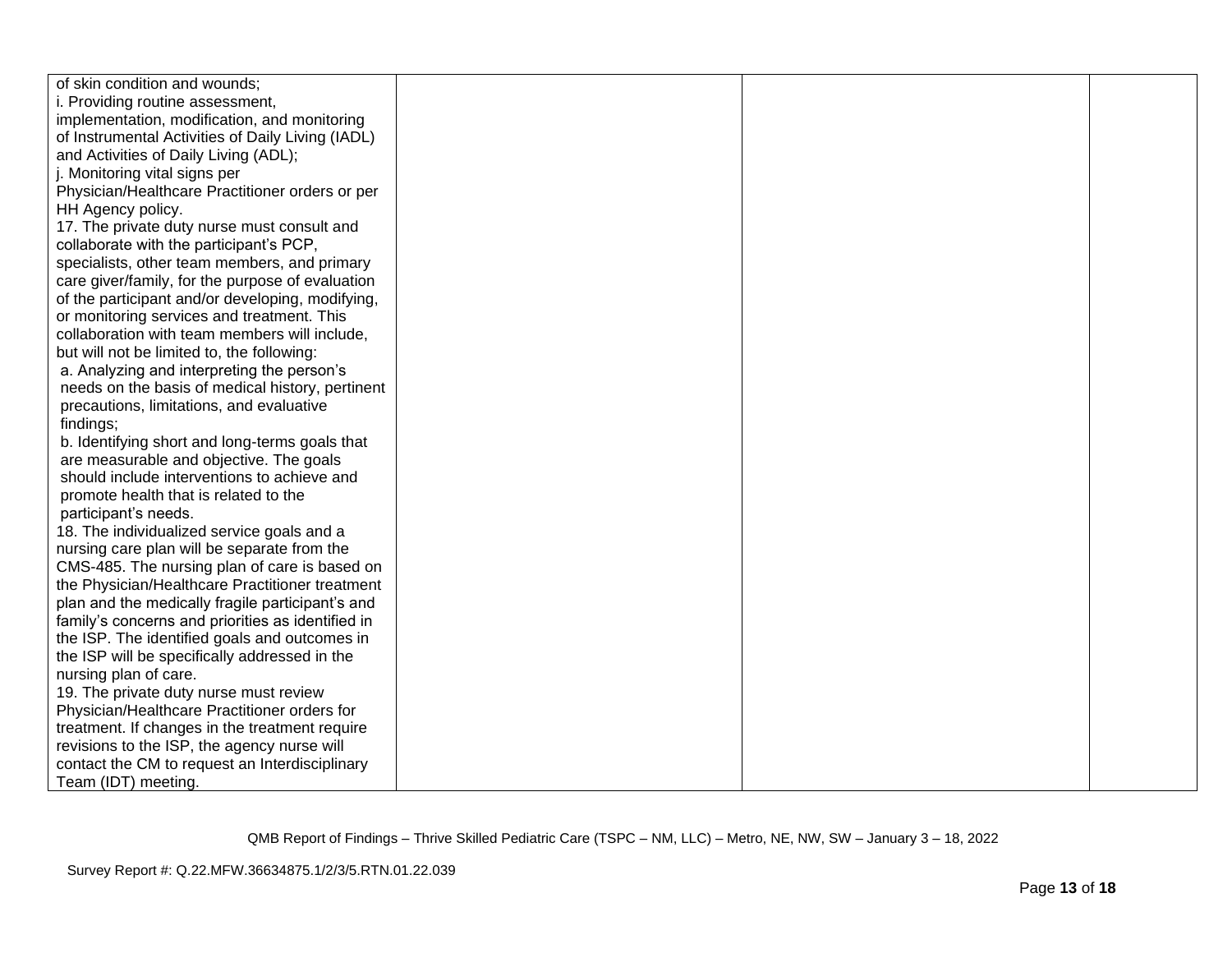| | | | |
|---|---|---|---|
| of skin condition and wounds;<br>i. Providing routine assessment, implementation, modification, and monitoring of Instrumental Activities of Daily Living (IADL) and Activities of Daily Living (ADL);<br>j. Monitoring vital signs per Physician/Healthcare Practitioner orders or per HH Agency policy.<br>17. The private duty nurse must consult and collaborate with the participant's PCP, specialists, other team members, and primary care giver/family, for the purpose of evaluation of the participant and/or developing, modifying, or monitoring services and treatment. This collaboration with team members will include, but will not be limited to, the following:<br>a. Analyzing and interpreting the person's needs on the basis of medical history, pertinent precautions, limitations, and evaluative findings;<br>b. Identifying short and long-terms goals that are measurable and objective. The goals should include interventions to achieve and promote health that is related to the participant's needs.<br>18. The individualized service goals and a nursing care plan will be separate from the CMS-485. The nursing plan of care is based on the Physician/Healthcare Practitioner treatment plan and the medically fragile participant's and family's concerns and priorities as identified in the ISP. The identified goals and outcomes in the ISP will be specifically addressed in the nursing plan of care.<br>19. The private duty nurse must review Physician/Healthcare Practitioner orders for treatment. If changes in the treatment require revisions to the ISP, the agency nurse will contact the CM to request an Interdisciplinary Team (IDT) meeting. | | | |

QMB Report of Findings – Thrive Skilled Pediatric Care (TSPC – NM, LLC) – Metro, NE, NW, SW – January 3 – 18, 2022

Survey Report #: Q.22.MFW.36634875.1/2/3/5.RTN.01.22.039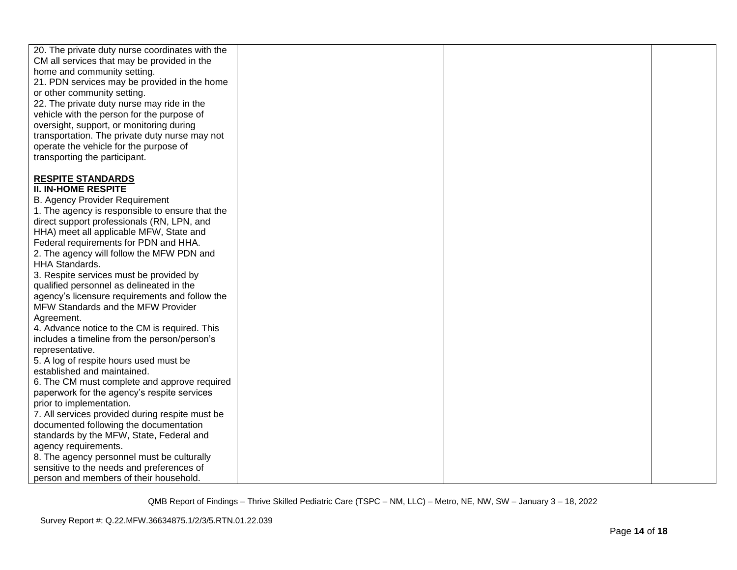| | | | |
|---|---|---|---|
| 20. The private duty nurse coordinates with the CM all services that may be provided in the home and community setting.<br>21. PDN services may be provided in the home or other community setting.<br>22. The private duty nurse may ride in the vehicle with the person for the purpose of oversight, support, or monitoring during transportation. The private duty nurse may not operate the vehicle for the purpose of transporting the participant.<br><br>**<u>RESPITE STANDARDS</u>**<br>**II. IN-HOME RESPITE**<br>B. Agency Provider Requirement<br>1. The agency is responsible to ensure that the direct support professionals (RN, LPN, and HHA) meet all applicable MFW, State and Federal requirements for PDN and HHA.<br>2. The agency will follow the MFW PDN and HHA Standards.<br>3. Respite services must be provided by qualified personnel as delineated in the agency's licensure requirements and follow the MFW Standards and the MFW Provider Agreement.<br>4. Advance notice to the CM is required. This includes a timeline from the person/person's representative.<br>5. A log of respite hours used must be established and maintained.<br>6. The CM must complete and approve required paperwork for the agency's respite services prior to implementation.<br>7. All services provided during respite must be documented following the documentation standards by the MFW, State, Federal and agency requirements.<br>8. The agency personnel must be culturally sensitive to the needs and preferences of person and members of their household. | | | |

QMB Report of Findings – Thrive Skilled Pediatric Care (TSPC – NM, LLC) – Metro, NE, NW, SW – January 3 – 18, 2022

Survey Report #: Q.22.MFW.36634875.1/2/3/5.RTN.01.22.039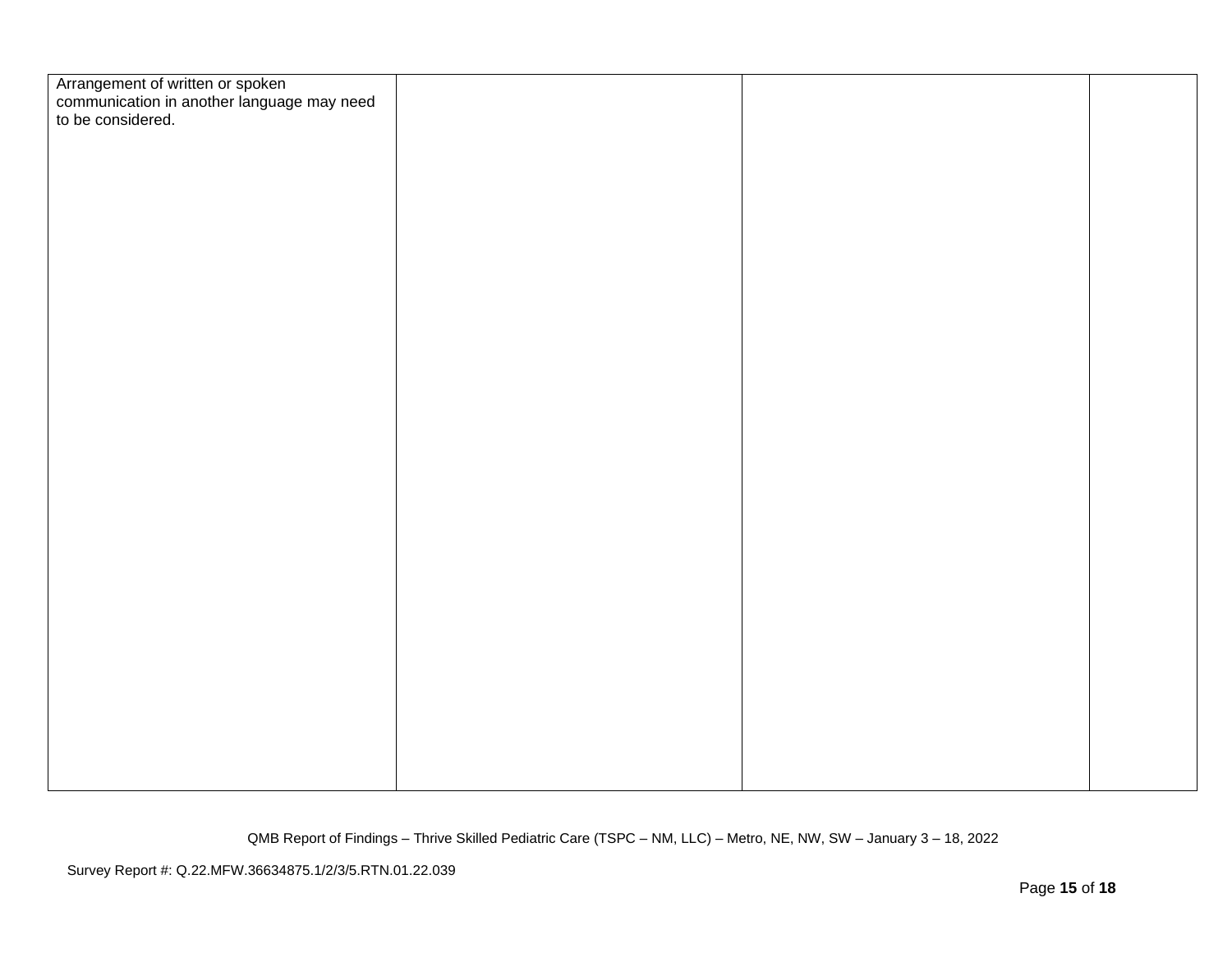| | | | |
|---|---|---|---|
| Arrangement of written or spoken communication in another language may need to be considered. | | | |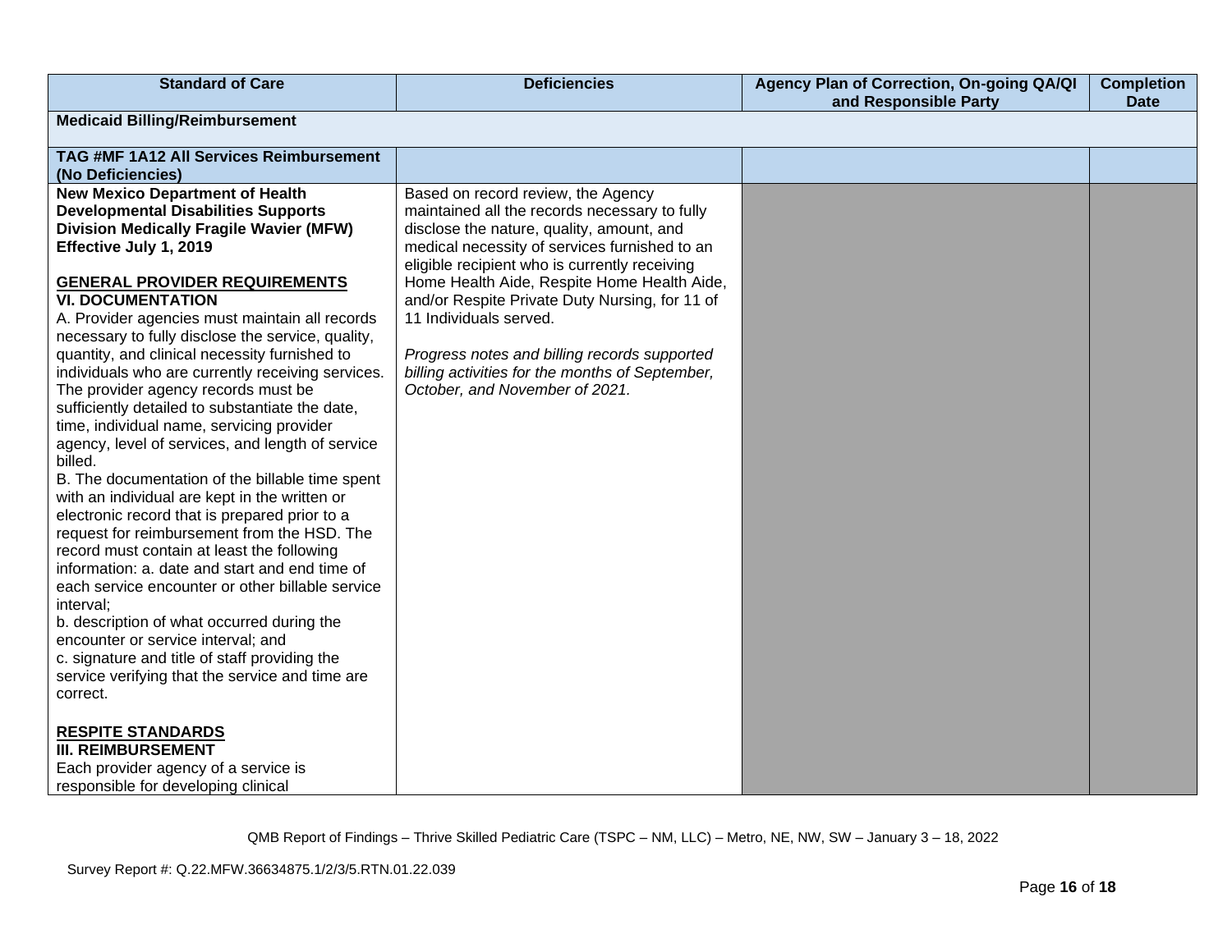| Standard of Care | Deficiencies | Agency Plan of Correction, On-going QA/QI and Responsible Party | Completion Date |
|---|---|---|---|
| **Medicaid Billing/Reimbursement** | | | |
| **TAG #MF 1A12 All Services Reimbursement (No Deficiencies)** | | | |
| **New Mexico Department of Health Developmental Disabilities Supports Division Medically Fragile Wavier (MFW) Effective July 1, 2019**<br><br>**GENERAL PROVIDER REQUIREMENTS**<br>**VI. DOCUMENTATION**<br>A. Provider agencies must maintain all records necessary to fully disclose the service, quality, quantity, and clinical necessity furnished to individuals who are currently receiving services. The provider agency records must be sufficiently detailed to substantiate the date, time, individual name, servicing provider agency, level of services, and length of service billed.<br>B. The documentation of the billable time spent with an individual are kept in the written or electronic record that is prepared prior to a request for reimbursement from the HSD. The record must contain at least the following information: a. date and start and end time of each service encounter or other billable service interval;<br>b. description of what occurred during the encounter or service interval; and<br>c. signature and title of staff providing the service verifying that the service and time are correct.<br><br>**RESPITE STANDARDS**<br>**III. REIMBURSEMENT**<br>Each provider agency of a service is responsible for developing clinical | Based on record review, the Agency maintained all the records necessary to fully disclose the nature, quality, amount, and medical necessity of services furnished to an eligible recipient who is currently receiving Home Health Aide, Respite Home Health Aide, and/or Respite Private Duty Nursing, for 11 of 11 Individuals served.<br><br>*Progress notes and billing records supported billing activities for the months of September, October, and November of 2021.* | | |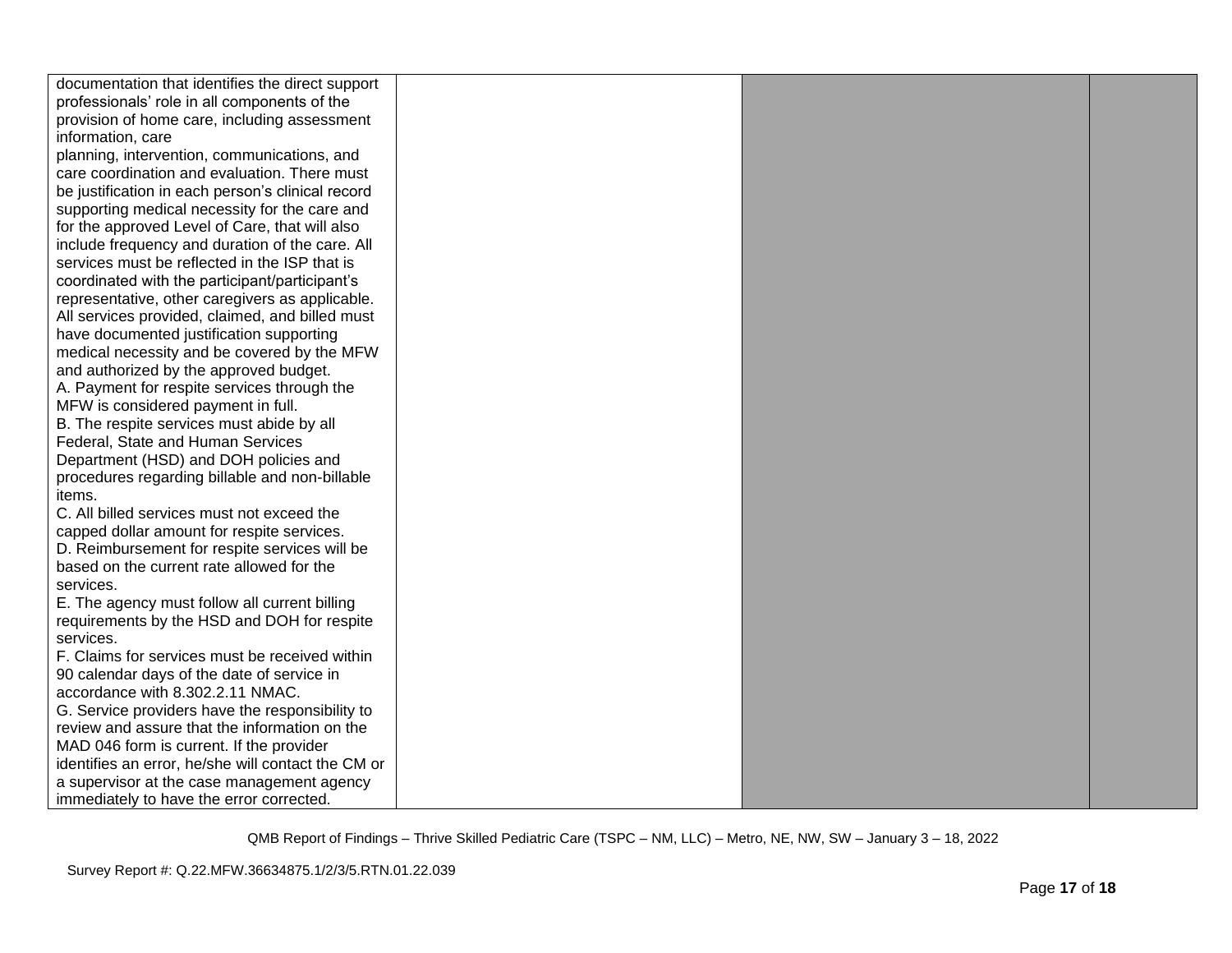| | | | |
|---|---|---|---|
| documentation that identifies the direct support professionals' role in all components of the provision of home care, including assessment information, care planning, intervention, communications, and care coordination and evaluation. There must be justification in each person's clinical record supporting medical necessity for the care and for the approved Level of Care, that will also include frequency and duration of the care. All services must be reflected in the ISP that is coordinated with the participant/participant's representative, other caregivers as applicable. All services provided, claimed, and billed must have documented justification supporting medical necessity and be covered by the MFW and authorized by the approved budget.<br>A. Payment for respite services through the MFW is considered payment in full.<br>B. The respite services must abide by all Federal, State and Human Services Department (HSD) and DOH policies and procedures regarding billable and non-billable items.<br>C. All billed services must not exceed the capped dollar amount for respite services.<br>D. Reimbursement for respite services will be based on the current rate allowed for the services.<br>E. The agency must follow all current billing requirements by the HSD and DOH for respite services.<br>F. Claims for services must be received within 90 calendar days of the date of service in accordance with 8.302.2.11 NMAC.<br>G. Service providers have the responsibility to review and assure that the information on the MAD 046 form is current. If the provider identifies an error, he/she will contact the CM or a supervisor at the case management agency immediately to have the error corrected. | | | |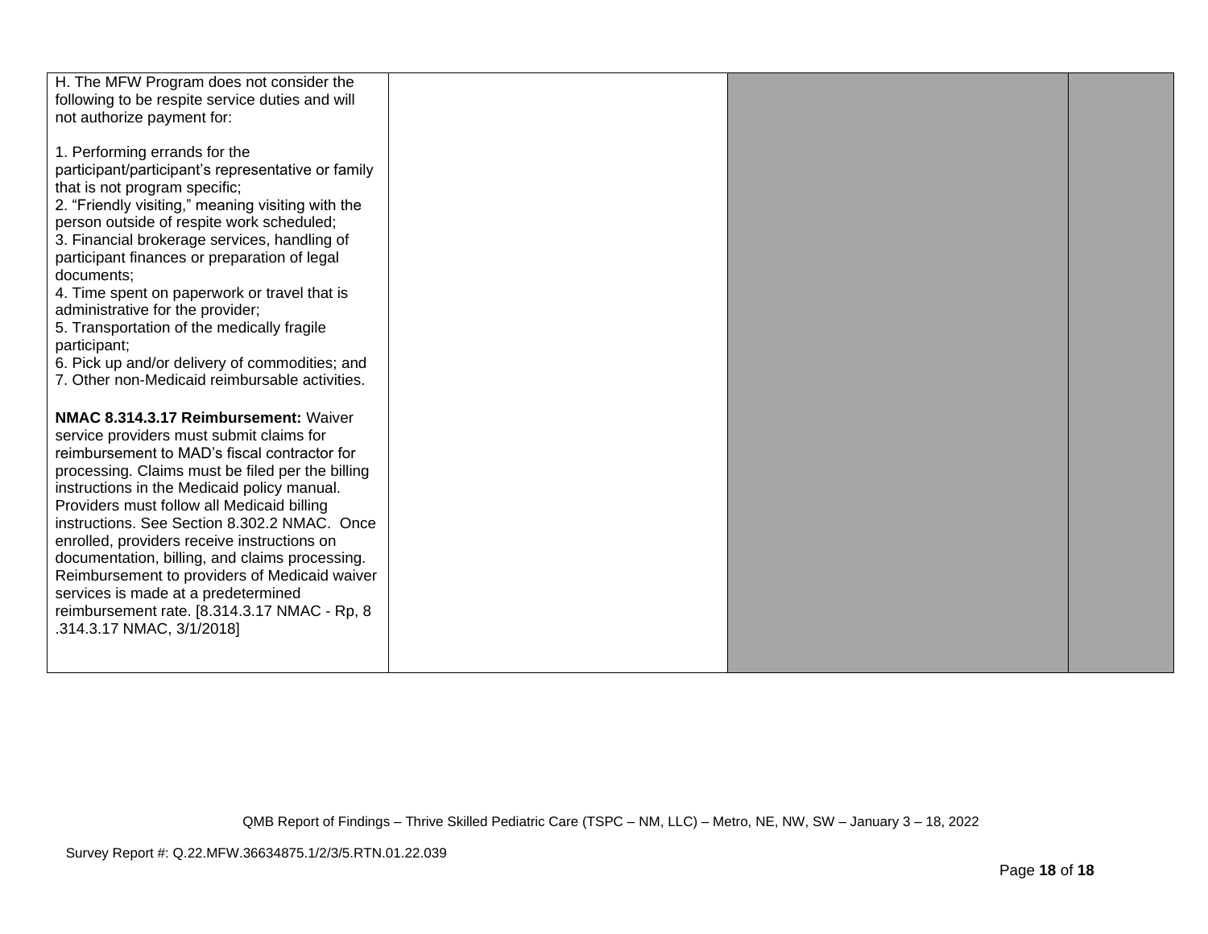| | | | |
|---|---|---|---|
| H. The MFW Program does not consider the following to be respite service duties and will not authorize payment for:<br><br>1. Performing errands for the participant/participant's representative or family that is not program specific;<br>2. "Friendly visiting," meaning visiting with the person outside of respite work scheduled;<br>3. Financial brokerage services, handling of participant finances or preparation of legal documents;<br>4. Time spent on paperwork or travel that is administrative for the provider;<br>5. Transportation of the medically fragile participant;<br>6. Pick up and/or delivery of commodities; and<br>7. Other non-Medicaid reimbursable activities.<br><br>**NMAC 8.314.3.17 Reimbursement:** Waiver service providers must submit claims for reimbursement to MAD's fiscal contractor for processing. Claims must be filed per the billing instructions in the Medicaid policy manual. Providers must follow all Medicaid billing instructions. See Section 8.302.2 NMAC. Once enrolled, providers receive instructions on documentation, billing, and claims processing. Reimbursement to providers of Medicaid waiver services is made at a predetermined reimbursement rate. [8.314.3.17 NMAC - Rp, 8 .314.3.17 NMAC, 3/1/2018] | | | |

QMB Report of Findings – Thrive Skilled Pediatric Care (TSPC – NM, LLC) – Metro, NE, NW, SW – January 3 – 18, 2022

Survey Report #: Q.22.MFW.36634875.1/2/3/5.RTN.01.22.039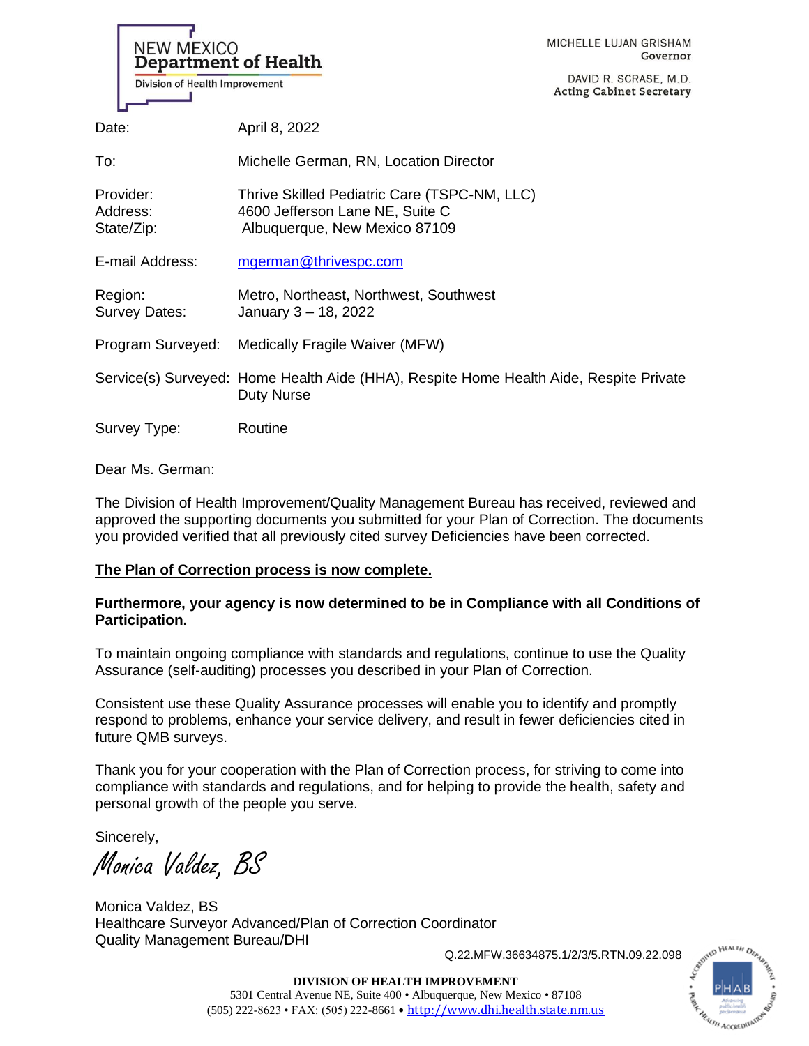NEW MEXICO
**Department of Health**
Division of Health Improvement

MICHELLE LUJAN GRISHAM
Governor

DAVID R. SCRASE, M.D.
Acting Cabinet Secretary

| | |
|---|---|
| Date: | April 8, 2022 |
| To: | Michelle German, RN, Location Director |
| Provider: | Thrive Skilled Pediatric Care (TSPC-NM, LLC) |
| Address: | 4600 Jefferson Lane NE, Suite C |
| State/Zip: | Albuquerque, New Mexico 87109 |
| E-mail Address: | mgerman@thrivespc.com |
| Region: | Metro, Northeast, Northwest, Southwest |
| Survey Dates: | January 3 – 18, 2022 |
| Program Surveyed: | Medically Fragile Waiver (MFW) |
| Service(s) Surveyed: | Home Health Aide (HHA), Respite Home Health Aide, Respite Private Duty Nurse |
| Survey Type: | Routine |

Dear Ms. German:

The Division of Health Improvement/Quality Management Bureau has received, reviewed and approved the supporting documents you submitted for your Plan of Correction. The documents you provided verified that all previously cited survey Deficiencies have been corrected.

**The Plan of Correction process is now complete.**

**Furthermore, your agency is now determined to be in Compliance with all Conditions of Participation.**

To maintain ongoing compliance with standards and regulations, continue to use the Quality Assurance (self-auditing) processes you described in your Plan of Correction.

Consistent use these Quality Assurance processes will enable you to identify and promptly respond to problems, enhance your service delivery, and result in fewer deficiencies cited in future QMB surveys.

Thank you for your cooperation with the Plan of Correction process, for striving to come into compliance with standards and regulations, and for helping to provide the health, safety and personal growth of the people you serve.

Sincerely,

*Monica Valdez, BS*

Monica Valdez, BS
Healthcare Surveyor Advanced/Plan of Correction Coordinator
Quality Management Bureau/DHI

Q.22.MFW.36634875.1/2/3/5.RTN.09.22.098

**DIVISION OF HEALTH IMPROVEMENT**
5301 Central Avenue NE, Suite 400 • Albuquerque, New Mexico • 87108
(505) 222-8623 • FAX: (505) 222-8661 • http://www.dhi.health.state.nm.us